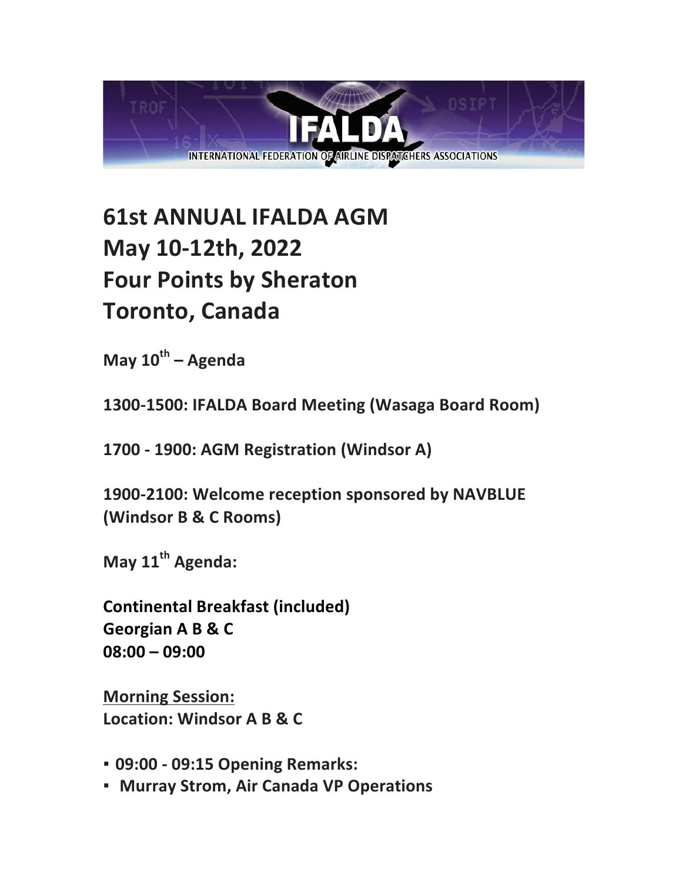# 61st ANNUAL IFALDA AGM
# May 10-12th, 2022
# Four Points by Sheraton
# Toronto, Canada

**May 10th – Agenda**

**1300-1500: IFALDA Board Meeting (Wasaga Board Room)**

**1700 - 1900: AGM Registration (Windsor A)**

**1900-2100: Welcome reception sponsored by NAVBLUE (Windsor B & C Rooms)**

**May 11th Agenda:**

**Continental Breakfast (included)**
**Georgian A B & C**
**08:00 – 09:00**

**<u>Morning Session:</u>**
**Location: Windsor A B & C**

- **09:00 - 09:15 Opening Remarks:**
- **Murray Strom, Air Canada VP Operations**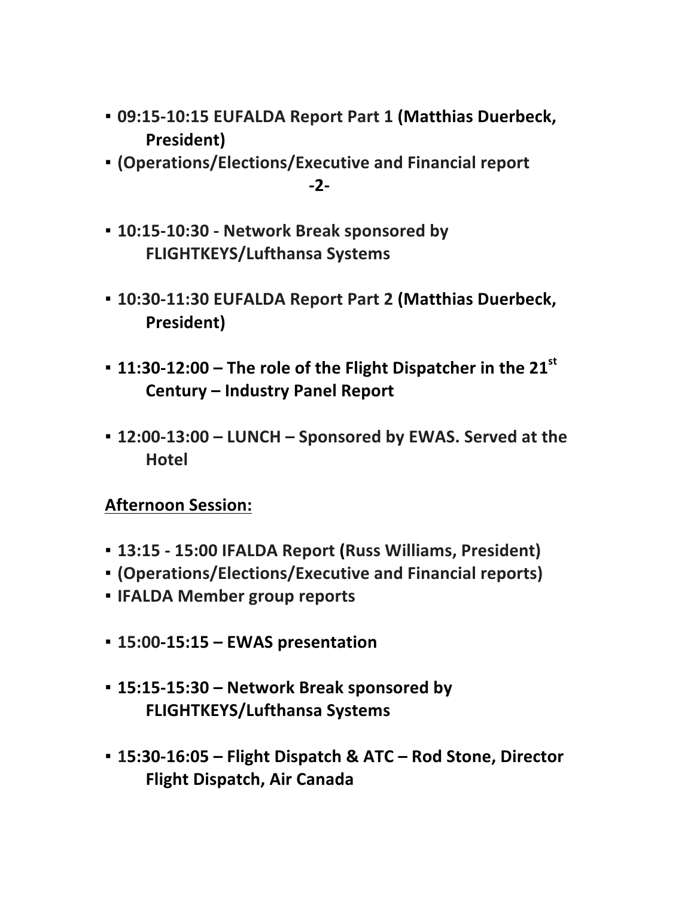- **09:15-10:15 EUFALDA Report Part 1 (Matthias Duerbeck, President)**
- **(Operations/Elections/Executive and Financial report**
- **10:15-10:30 - Network Break sponsored by FLIGHTKEYS/Lufthansa Systems**
- **10:30-11:30 EUFALDA Report Part 2 (Matthias Duerbeck, President)**
- **11:30-12:00 – The role of the Flight Dispatcher in the 21st Century – Industry Panel Report**
- **12:00-13:00 – LUNCH – Sponsored by EWAS. Served at the Hotel**

**<u>Afternoon Session:</u>**

- **13:15 - 15:00 IFALDA Report (Russ Williams, President)**
- **(Operations/Elections/Executive and Financial reports)**
- **IFALDA Member group reports**
- **15:00-15:15 – EWAS presentation**
- **15:15-15:30 – Network Break sponsored by FLIGHTKEYS/Lufthansa Systems**
- **15:30-16:05 – Flight Dispatch & ATC – Rod Stone, Director Flight Dispatch, Air Canada**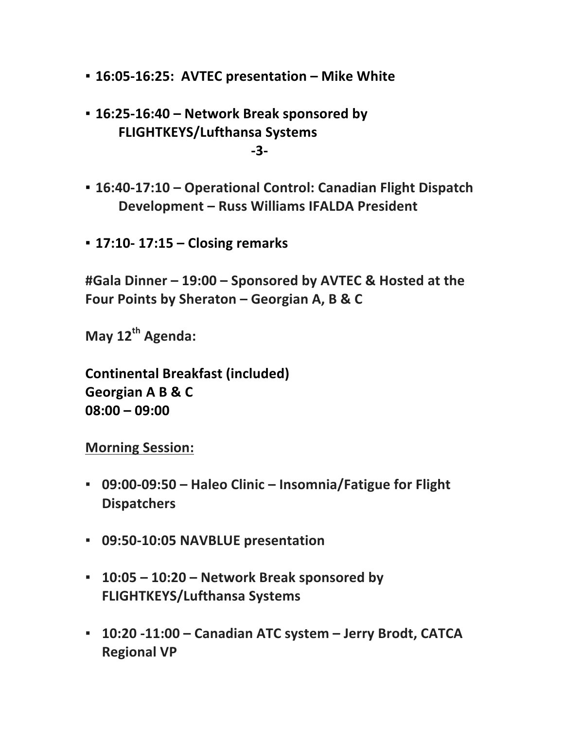- **16:05-16:25: AVTEC presentation – Mike White**

- **16:25-16:40 – Network Break sponsored by FLIGHTKEYS/Lufthansa Systems**

- **16:40-17:10 – Operational Control: Canadian Flight Dispatch Development – Russ Williams IFALDA President**

- **17:10- 17:15 – Closing remarks**

**#Gala Dinner – 19:00 – Sponsored by AVTEC & Hosted at the Four Points by Sheraton – Georgian A, B & C**

**May 12th Agenda:**

**Continental Breakfast (included)**
**Georgian A B & C**
**08:00 – 09:00**

**Morning Session:**

- **09:00-09:50 – Haleo Clinic – Insomnia/Fatigue for Flight Dispatchers**

- **09:50-10:05 NAVBLUE presentation**

- **10:05 – 10:20 – Network Break sponsored by FLIGHTKEYS/Lufthansa Systems**

- **10:20 -11:00 – Canadian ATC system – Jerry Brodt, CATCA Regional VP**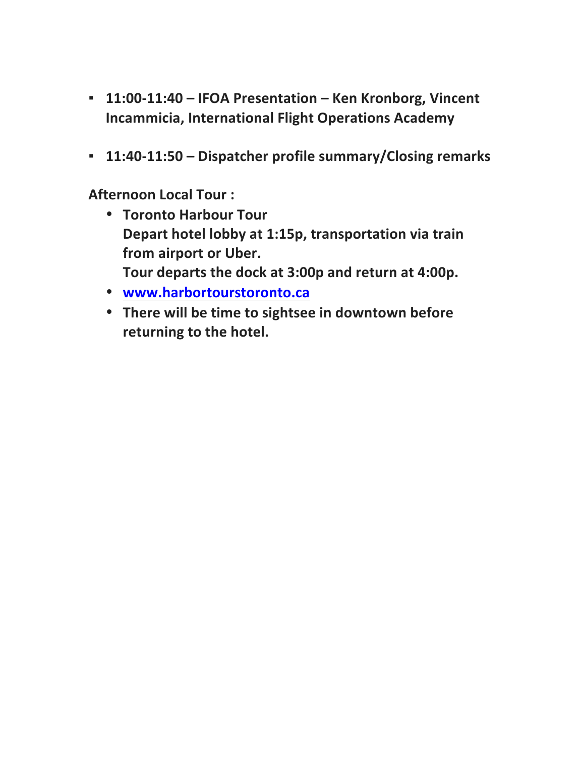- **11:00-11:40 – IFOA Presentation – Ken Kronborg, Vincent Incammicia, International Flight Operations Academy**

- **11:40-11:50 – Dispatcher profile summary/Closing remarks**

**Afternoon Local Tour :**

- **Toronto Harbour Tour**
  **Depart hotel lobby at 1:15p, transportation via train from airport or Uber.**
  **Tour departs the dock at 3:00p and return at 4:00p.**
- **www.harbortourstoronto.ca**
- **There will be time to sightsee in downtown before returning to the hotel.**